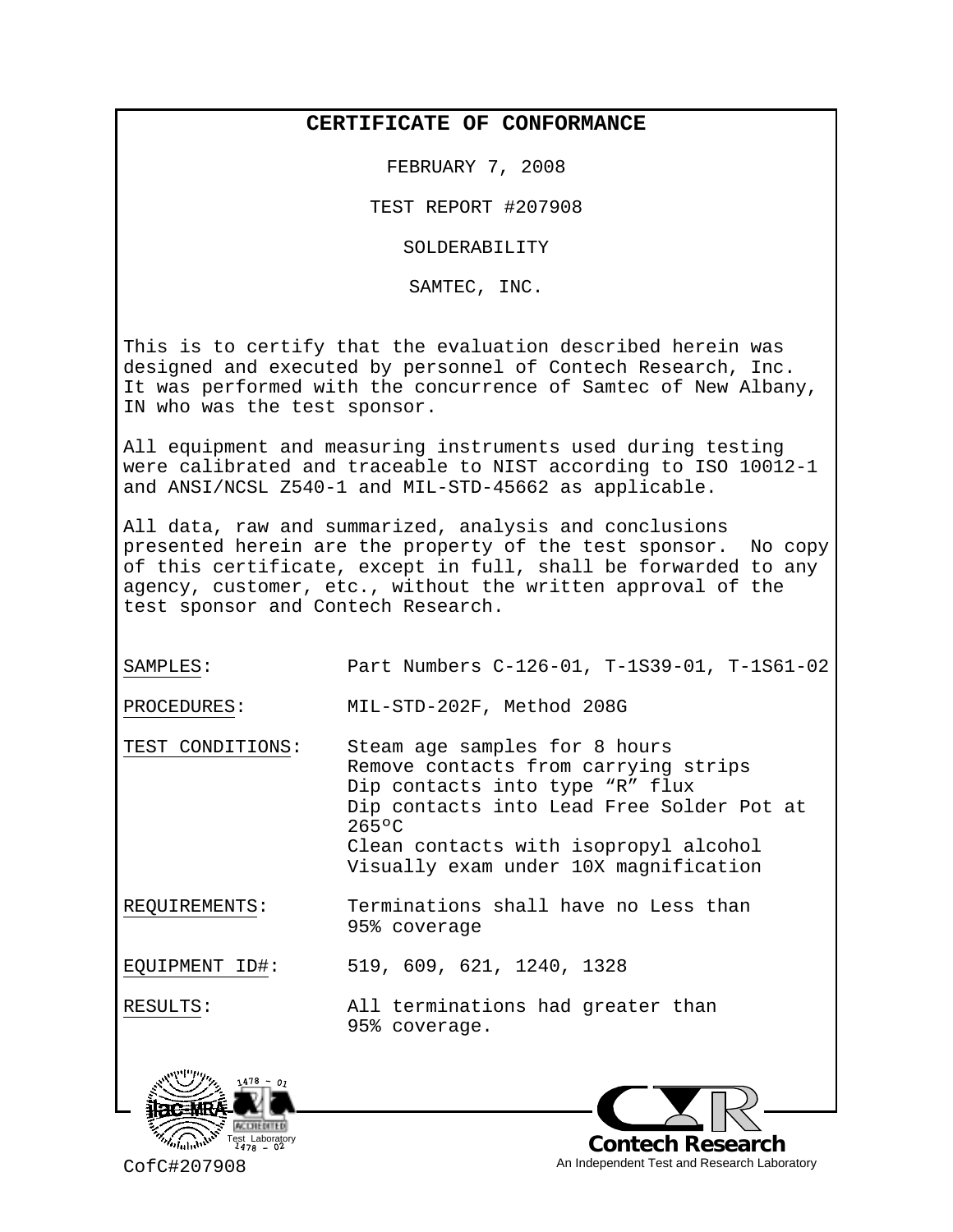# CERTIFICATE OF CONFORMANCE

FEBRUARY 7, 2008

TEST REPORT #207908

SOLDERABILITY

SAMTEC, INC.

This is to certify that the evaluation described herein was designed and executed by personnel of Contech Research, Inc. It was performed with the concurrence of Samtec of New Albany, IN who was the test sponsor.

All equipment and measuring instruments used during testing were calibrated and traceable to NIST according to ISO 10012-1 and ANSI/NCSL Z540-1 and MIL-STD-45662 as applicable.

All data, raw and summarized, analysis and conclusions presented herein are the property of the test sponsor. No copy of this certificate, except in full, shall be forwarded to any agency, customer, etc., without the written approval of the test sponsor and Contech Research.

SAMPLES: Part Numbers C-126-01, T-1S39-01, T-1S61-02

PROCEDURES: MIL-STD-202F, Method 208G

TEST CONDITIONS:
- Steam age samples for 8 hours
- Remove contacts from carrying strips
- Dip contacts into type “R” flux
- Dip contacts into Lead Free Solder Pot at 265ºC
- Clean contacts with isopropyl alcohol
- Visually exam under 10X magnification

REQUIREMENTS: Terminations shall have no Less than 95% coverage

EQUIPMENT ID#: 519, 609, 621, 1240, 1328

RESULTS: All terminations had greater than 95% coverage.

ilac-MRA 1478 – 01 ACCREDITED Test Laboratory 1478 – 02

Contech Research
An Independent Test and Research Laboratory

CofC#207908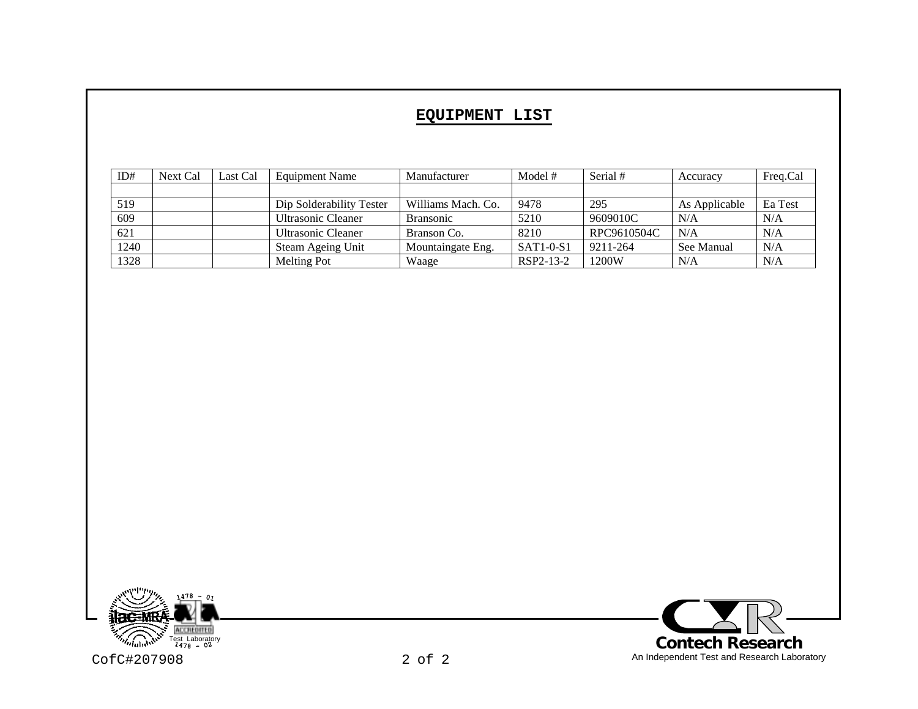# EQUIPMENT LIST

| ID# | Next Cal | Last Cal | Equipment Name | Manufacturer | Model # | Serial # | Accuracy | Freq.Cal |
|---|---|---|---|---|---|---|---|---|
| | | | | | | | | |
| 519 | | | Dip Solderability Tester | Williams Mach. Co. | 9478 | 295 | As Applicable | Ea Test |
| 609 | | | Ultrasonic Cleaner | Bransonic | 5210 | 9609010C | N/A | N/A |
| 621 | | | Ultrasonic Cleaner | Branson Co. | 8210 | RPC9610504C | N/A | N/A |
| 1240 | | | Steam Ageing Unit | Mountaingate Eng. | SAT1-0-S1 | 9211-264 | See Manual | N/A |
| 1328 | | | Melting Pot | Waage | RSP2-13-2 | 1200W | N/A | N/A |

1478 - 01

ACCREDITED

Test Laboratory 1478 - 02

CofC#207908

Contech Research

An Independent Test and Research Laboratory